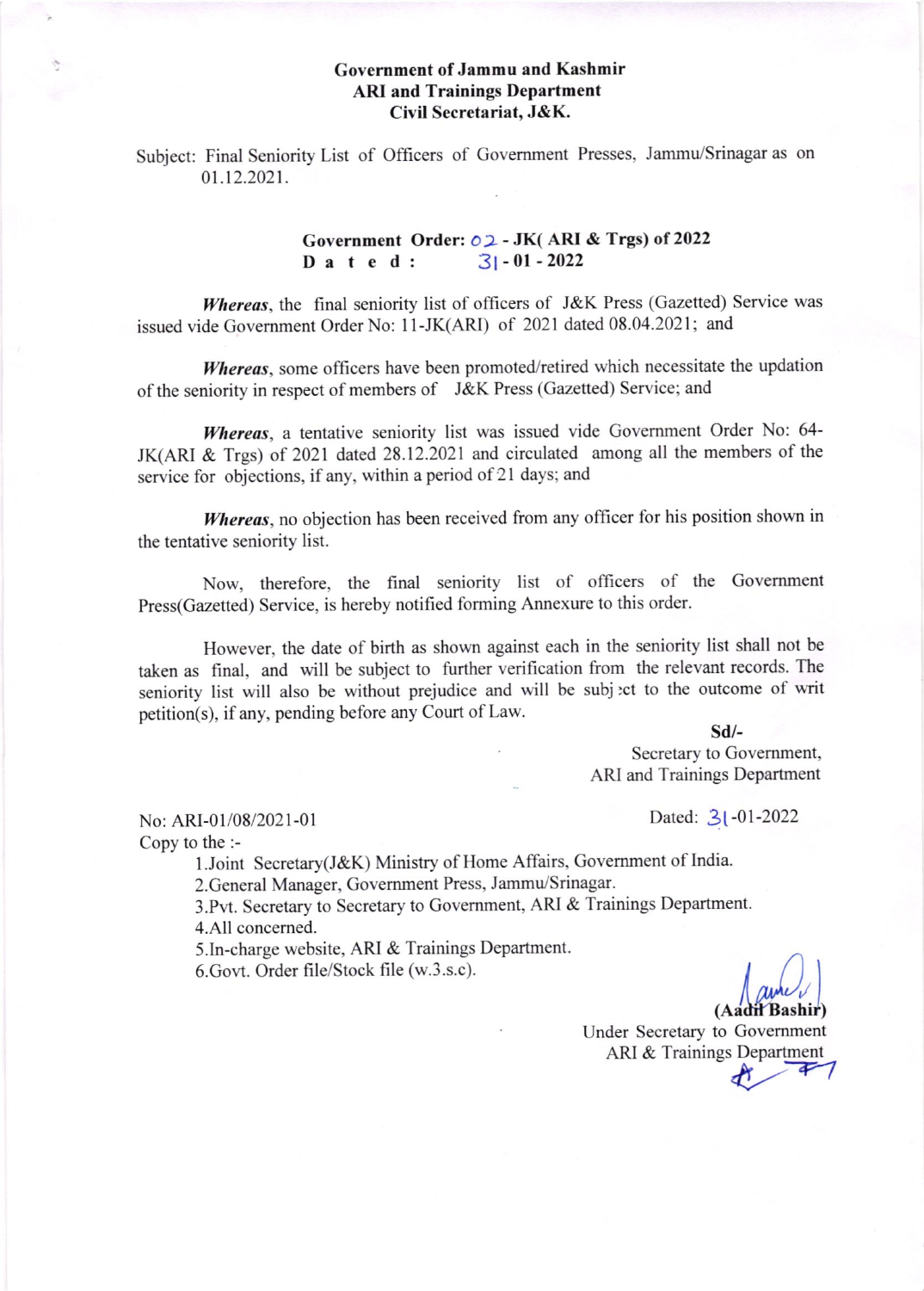**Government of Jammu and Kashmir**
**ARI and Trainings Department**
**Civil Secretariat, J&K.**

Subject: Final Seniority List of Officers of Government Presses, Jammu/Srinagar as on 01.12.2021.

**Government Order: 02 - JK( ARI & Trgs) of 2022**
**Dated: 31 - 01 - 2022**

***Whereas***, the final seniority list of officers of J&K Press (Gazetted) Service was issued vide Government Order No: 11-JK(ARI) of 2021 dated 08.04.2021; and

***Whereas***, some officers have been promoted/retired which necessitate the updation of the seniority in respect of members of J&K Press (Gazetted) Service; and

***Whereas***, a tentative seniority list was issued vide Government Order No: 64-JK(ARI & Trgs) of 2021 dated 28.12.2021 and circulated among all the members of the service for objections, if any, within a period of 21 days; and

***Whereas***, no objection has been received from any officer for his position shown in the tentative seniority list.

Now, therefore, the final seniority list of officers of the Government Press(Gazetted) Service, is hereby notified forming Annexure to this order.

However, the date of birth as shown against each in the seniority list shall not be taken as final, and will be subject to further verification from the relevant records. The seniority list will also be without prejudice and will be subject to the outcome of writ petition(s), if any, pending before any Court of Law.

**Sd/-**
Secretary to Government,
ARI and Trainings Department

No: ARI-01/08/2021-01

Dated: 31-01-2022

Copy to the :-

1. Joint Secretary(J&K) Ministry of Home Affairs, Government of India.
2. General Manager, Government Press, Jammu/Srinagar.
3. Pvt. Secretary to Secretary to Government, ARI & Trainings Department.
4. All concerned.
5. In-charge website, ARI & Trainings Department.
6. Govt. Order file/Stock file (w.3.s.c).

**(Aadil Bashir)**
Under Secretary to Government
ARI & Trainings Department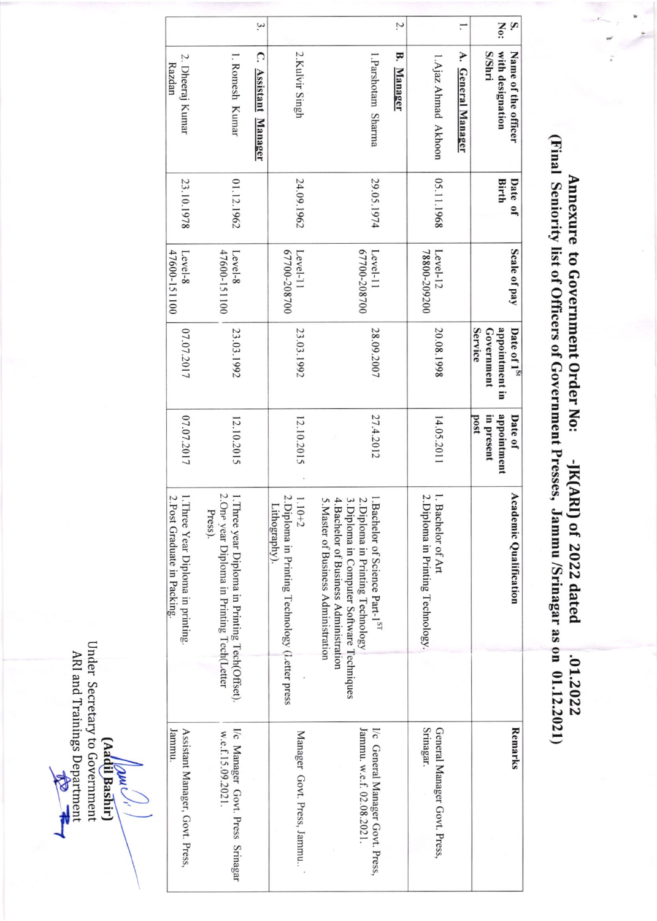# Annexure to Government Order No: -JK(ARI) of 2022 dated .01.2022

## (Final Seniority list of Officers of Government Presses, Jammu /Srinagar as on 01.12.2021)

| S. No: | Name of the officer with designation S/Shri | Date of Birth | Scale of pay | Date of 1[st] appointment in Government Service | Date of appointment in present post | Academic Qualification | Remarks |
|---|---|---|---|---|---|---|---|
| | **A. General Manager** | | | | | | |
| 1. | 1.Ajaz Ahmad Akhoon | 05.11.1968 | Level-12 78800-209200 | 20.08.1998 | 14.05.2011 | 1. Bachelor of Art 2.Diploma in Printing Technology. | General Manager Govt. Press, Srinagar. |
| | **B. Manager** | | | | | | |
| 2. | 1.Parshotam Sharma | 29.05.1974 | Level-11 67700-208700 | 28.09.2007 | 27.4.2012 | 1.Bachelor of Science Part-1[ST] 2.Diploma in Printing Technology 3.Diploma in Computer Software Techniques 4.Bachelor of Business Administration 5.Master of Business Administration | I/c General Manager Govt. Press, Jammu. w.e.f. 02.08.2021. |
| | 2.Kulvir Singh | 24.09.1962 | Level-11 67700-208700 | 23.03.1992 | 12.10.2015 | 1.10+2 2.Diploma in Printing Technology (Letter press Lithography). | Manager Govt. Press, Jammu. |
| | **C. Assistant Manager** | | | | | | |
| 3. | 1. Romesh Kumar | 01.12.1962 | Level-8 47600-151100 | 23.03.1992 | 12.10.2015 | 1.Three year Diploma in Printing Tech(Offset). 2.One year Diploma in Printing Tech(Letter Press). | I/c Manager Govt. Press Srinagar w.e.f.15.09.2021. |
| | 2. Dheeraj Kumar Razdan | 23.10.1978 | Level-8 47600-151100 | 07.07.2017 | 07.07.2017 | 1.Three Year Diploma in printing. 2.Post Graduate in Packing. | Assistant Manager, Govt. Press, Jammu. |

(Aadil Bashir)
Under Secretary to Government
ARI and Trainings Department